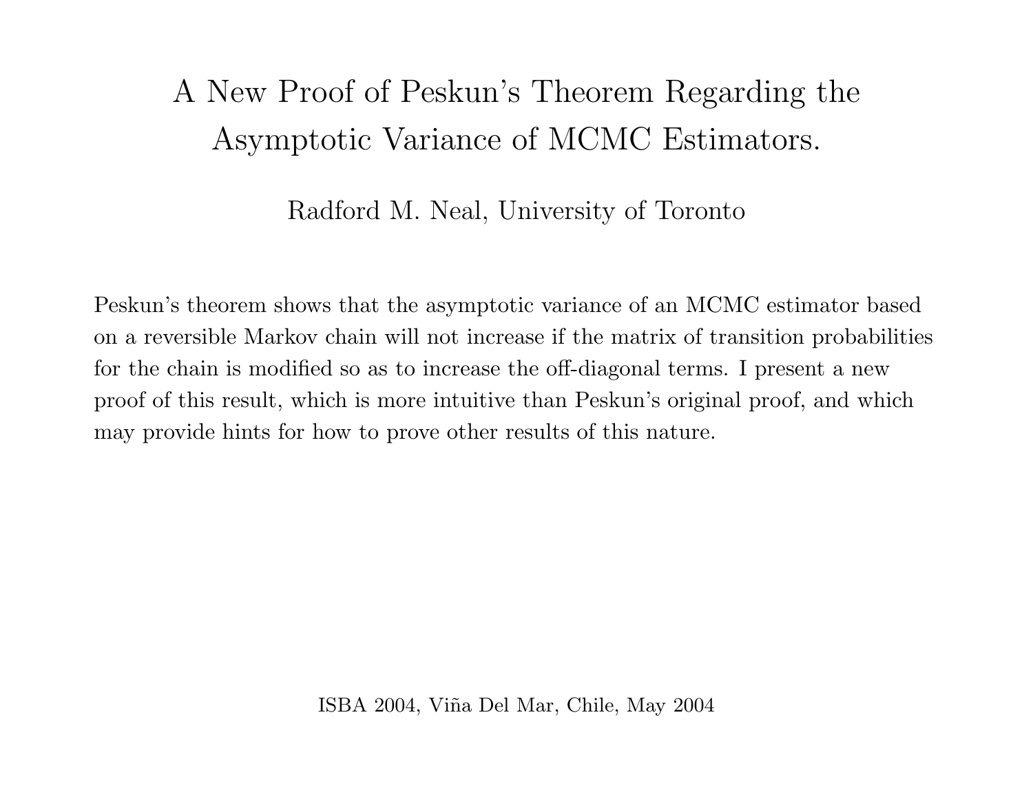# A New Proof of Peskun's Theorem Regarding the Asymptotic Variance of MCMC Estimators.

Radford M. Neal, University of Toronto

Peskun's theorem shows that the asymptotic variance of an MCMC estimator based on a reversible Markov chain will not increase if the matrix of transition probabilities for the chain is modified so as to increase the off-diagonal terms. I present a new proof of this result, which is more intuitive than Peskun's original proof, and which may provide hints for how to prove other results of this nature.

ISBA 2004, Viña Del Mar, Chile, May 2004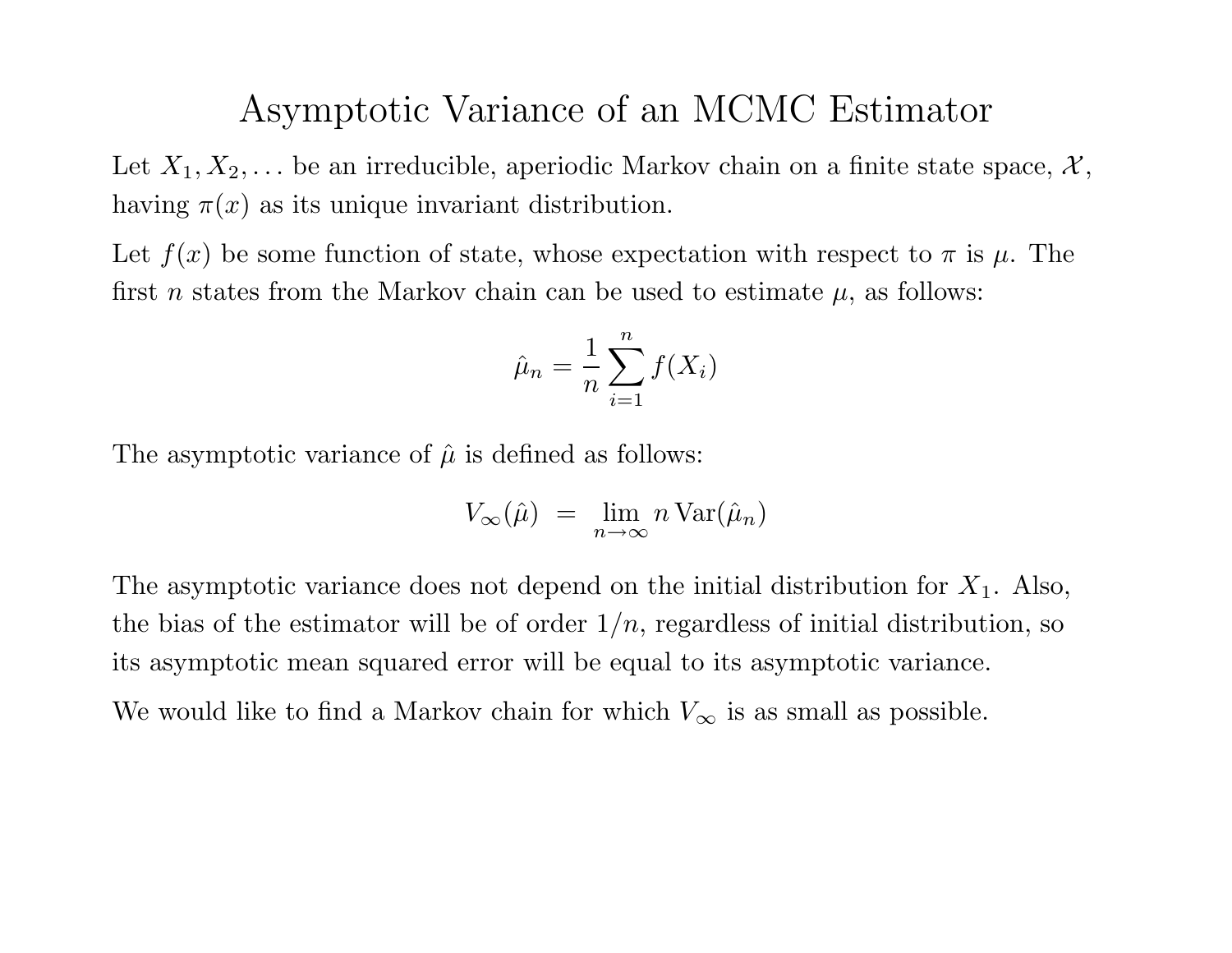# Asymptotic Variance of an MCMC Estimator

Let $X_1, X_2, \ldots$ be an irreducible, aperiodic Markov chain on a finite state space, $\mathcal{X}$, having $\pi(x)$ as its unique invariant distribution.

Let $f(x)$ be some function of state, whose expectation with respect to $\pi$ is $\mu$. The first $n$ states from the Markov chain can be used to estimate $\mu$, as follows:

$$\hat{\mu}_n = \frac{1}{n} \sum_{i=1}^{n} f(X_i)$$

The asymptotic variance of $\hat{\mu}$ is defined as follows:

$$V_\infty(\hat{\mu}) \;=\; \lim_{n\to\infty} n \, \text{Var}(\hat{\mu}_n)$$

The asymptotic variance does not depend on the initial distribution for $X_1$. Also, the bias of the estimator will be of order $1/n$, regardless of initial distribution, so its asymptotic mean squared error will be equal to its asymptotic variance.

We would like to find a Markov chain for which $V_\infty$ is as small as possible.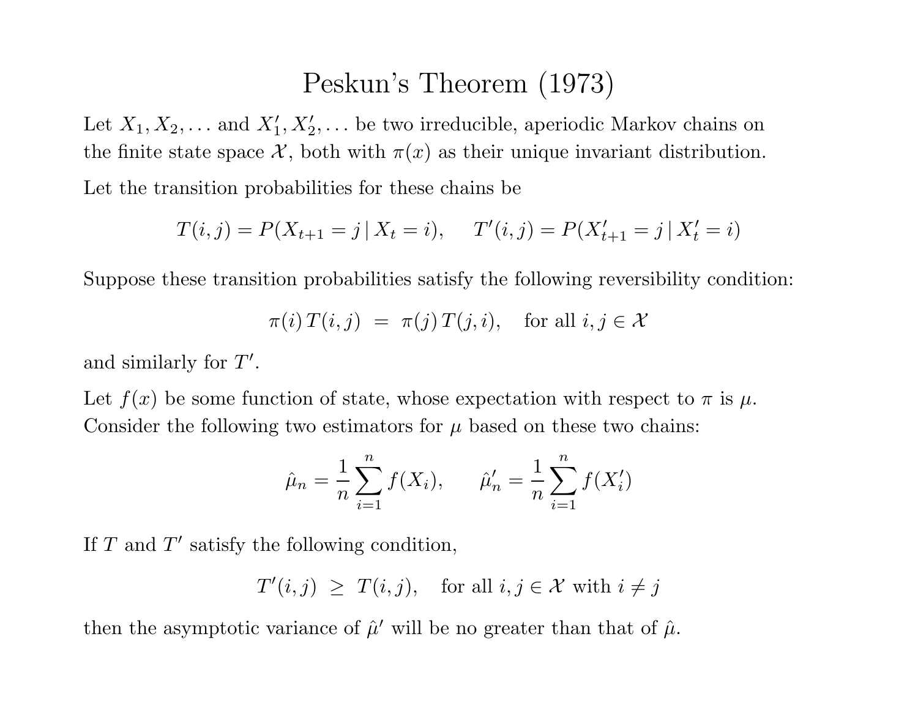# Peskun's Theorem (1973)

Let $X_1, X_2, \ldots$ and $X'_1, X'_2, \ldots$ be two irreducible, aperiodic Markov chains on the finite state space $\mathcal{X}$, both with $\pi(x)$ as their unique invariant distribution.

Let the transition probabilities for these chains be

$$T(i,j) = P(X_{t+1} = j \,|\, X_t = i), \quad T'(i,j) = P(X'_{t+1} = j \,|\, X'_t = i)$$

Suppose these transition probabilities satisfy the following reversibility condition:

$$\pi(i)\, T(i,j) \;=\; \pi(j)\, T(j,i), \quad \text{for all } i, j \in \mathcal{X}$$

and similarly for $T'$.

Let $f(x)$ be some function of state, whose expectation with respect to $\pi$ is $\mu$. Consider the following two estimators for $\mu$ based on these two chains:

$$\hat{\mu}_n = \frac{1}{n}\sum_{i=1}^{n} f(X_i), \qquad \hat{\mu}'_n = \frac{1}{n}\sum_{i=1}^{n} f(X'_i)$$

If $T$ and $T'$ satisfy the following condition,

$$T'(i,j) \;\geq\; T(i,j), \quad \text{for all } i, j \in \mathcal{X} \text{ with } i \neq j$$

then the asymptotic variance of $\hat{\mu}'$ will be no greater than that of $\hat{\mu}$.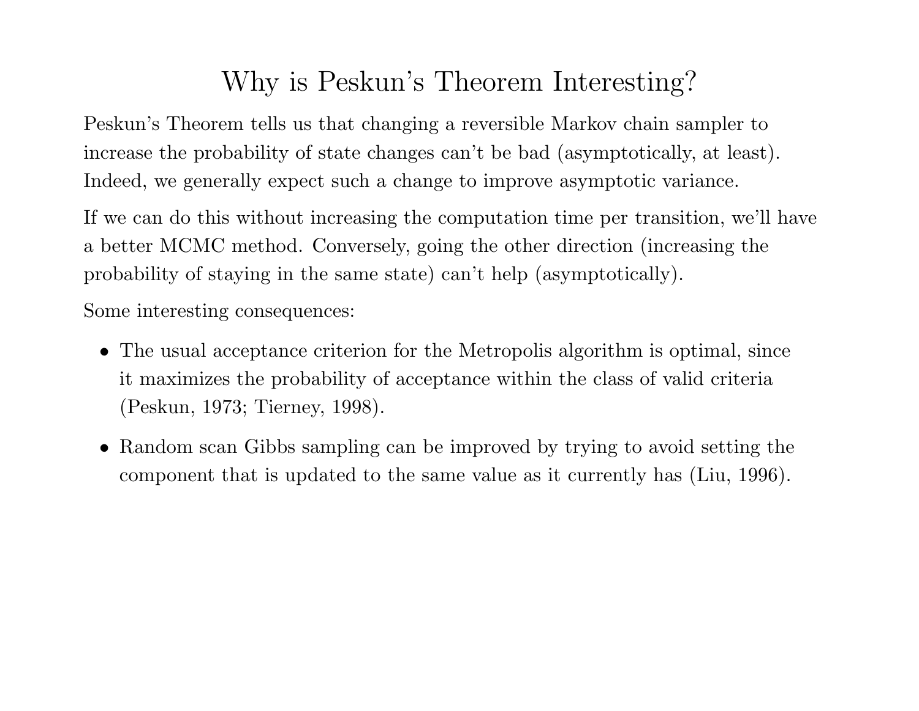# Why is Peskun's Theorem Interesting?

Peskun's Theorem tells us that changing a reversible Markov chain sampler to increase the probability of state changes can't be bad (asymptotically, at least). Indeed, we generally expect such a change to improve asymptotic variance.

If we can do this without increasing the computation time per transition, we'll have a better MCMC method. Conversely, going the other direction (increasing the probability of staying in the same state) can't help (asymptotically).

Some interesting consequences:

- The usual acceptance criterion for the Metropolis algorithm is optimal, since it maximizes the probability of acceptance within the class of valid criteria (Peskun, 1973; Tierney, 1998).
- Random scan Gibbs sampling can be improved by trying to avoid setting the component that is updated to the same value as it currently has (Liu, 1996).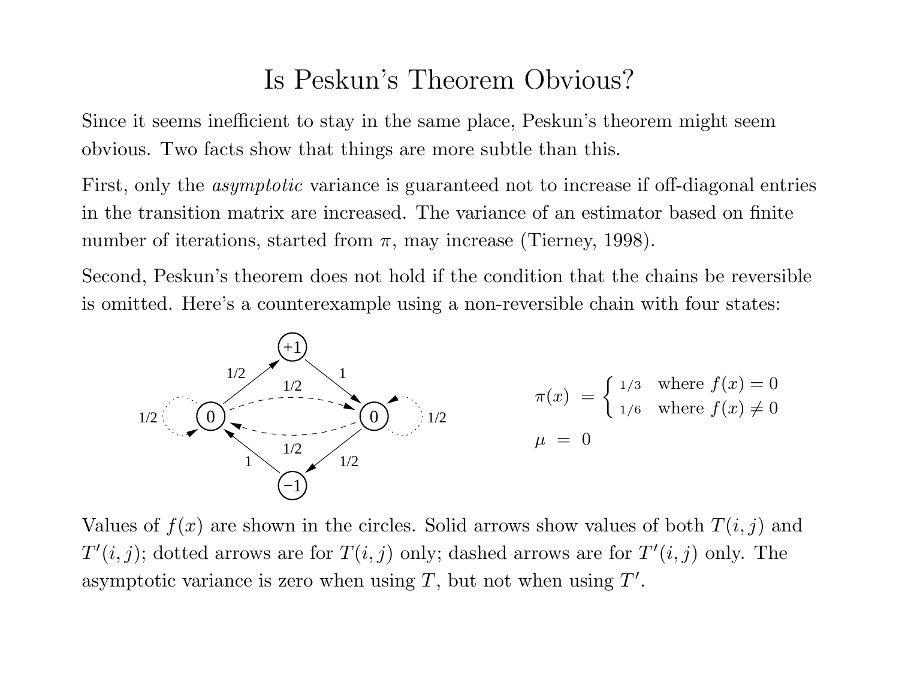# Is Peskun's Theorem Obvious?

Since it seems inefficient to stay in the same place, Peskun's theorem might seem obvious. Two facts show that things are more subtle than this.

First, only the *asymptotic* variance is guaranteed not to increase if off-diagonal entries in the transition matrix are increased. The variance of an estimator based on finite number of iterations, started from $\pi$, may increase (Tierney, 1998).

Second, Peskun's theorem does not hold if the condition that the chains be reversible is omitted. Here's a counterexample using a non-reversible chain with four states:

$$\pi(x) \;=\; \begin{cases} 1/3 & \text{where } f(x) = 0 \\ 1/6 & \text{where } f(x) \neq 0 \end{cases}$$

$$\mu \;=\; 0$$

Values of $f(x)$ are shown in the circles. Solid arrows show values of both $T(i,j)$ and $T'(i,j)$; dotted arrows are for $T(i,j)$ only; dashed arrows are for $T'(i,j)$ only. The asymptotic variance is zero when using $T$, but not when using $T'$.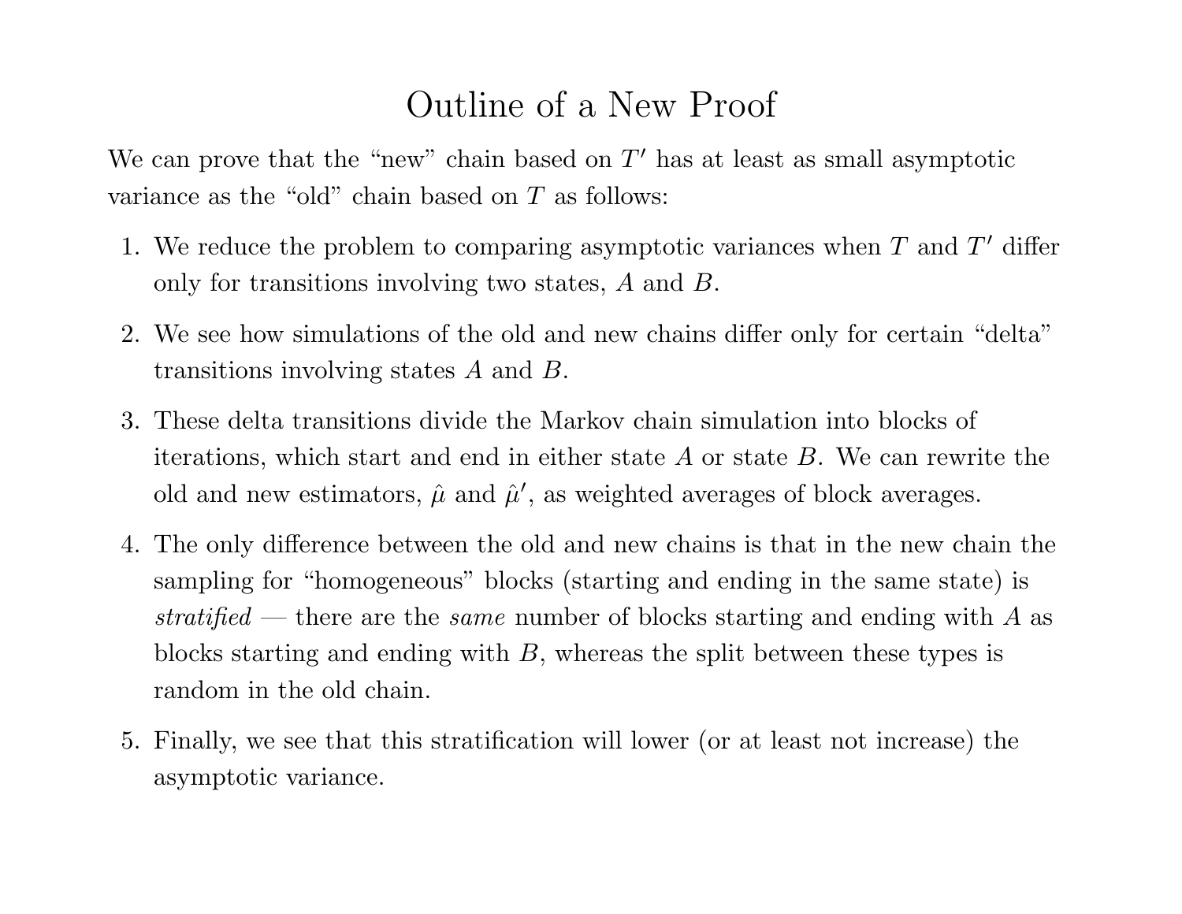# Outline of a New Proof

We can prove that the "new" chain based on $T'$ has at least as small asymptotic variance as the "old" chain based on $T$ as follows:

1. We reduce the problem to comparing asymptotic variances when $T$ and $T'$ differ only for transitions involving two states, $A$ and $B$.
2. We see how simulations of the old and new chains differ only for certain "delta" transitions involving states $A$ and $B$.
3. These delta transitions divide the Markov chain simulation into blocks of iterations, which start and end in either state $A$ or state $B$. We can rewrite the old and new estimators, $\hat{\mu}$ and $\hat{\mu}'$, as weighted averages of block averages.
4. The only difference between the old and new chains is that in the new chain the sampling for "homogeneous" blocks (starting and ending in the same state) is *stratified* — there are the *same* number of blocks starting and ending with $A$ as blocks starting and ending with $B$, whereas the split between these types is random in the old chain.
5. Finally, we see that this stratification will lower (or at least not increase) the asymptotic variance.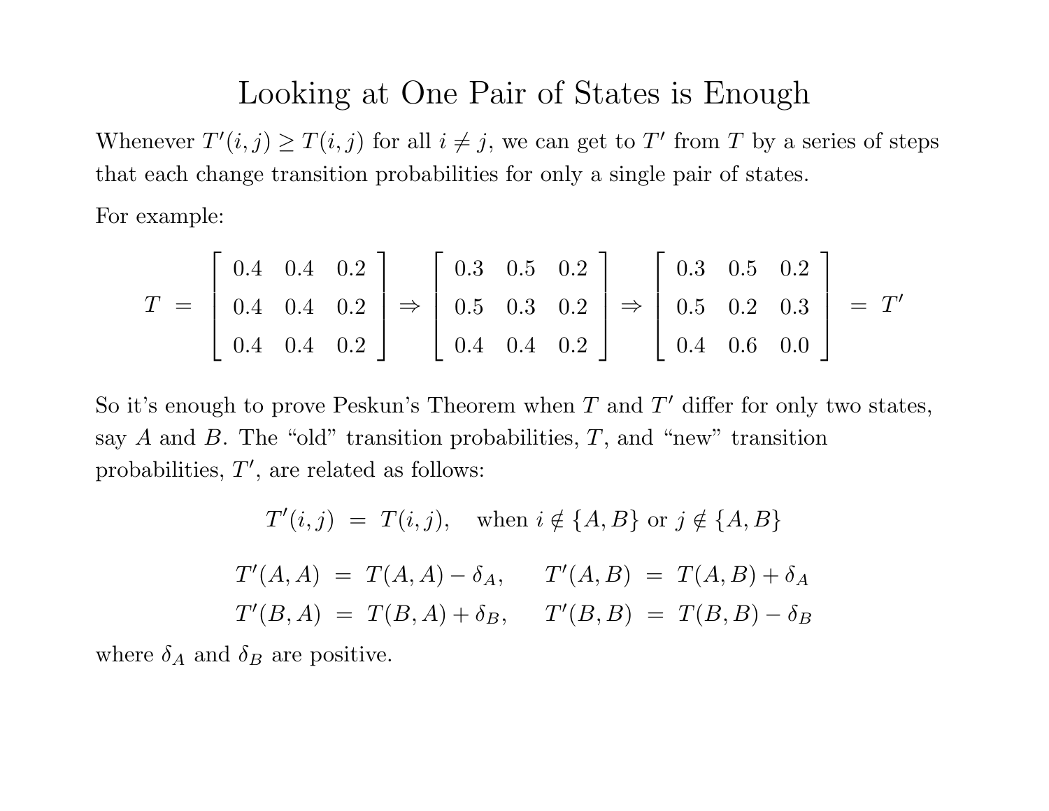# Looking at One Pair of States is Enough

Whenever $T'(i,j) \geq T(i,j)$ for all $i \neq j$, we can get to $T'$ from $T$ by a series of steps that each change transition probabilities for only a single pair of states.

For example:

$$T \;=\; \begin{bmatrix} 0.4 & 0.4 & 0.2 \\ 0.4 & 0.4 & 0.2 \\ 0.4 & 0.4 & 0.2 \end{bmatrix} \Rightarrow \begin{bmatrix} 0.3 & 0.5 & 0.2 \\ 0.5 & 0.3 & 0.2 \\ 0.4 & 0.4 & 0.2 \end{bmatrix} \Rightarrow \begin{bmatrix} 0.3 & 0.5 & 0.2 \\ 0.5 & 0.2 & 0.3 \\ 0.4 & 0.6 & 0.0 \end{bmatrix} \;=\; T'$$

So it's enough to prove Peskun's Theorem when $T$ and $T'$ differ for only two states, say $A$ and $B$. The "old" transition probabilities, $T$, and "new" transition probabilities, $T'$, are related as follows:

$$T'(i,j) \;=\; T(i,j), \quad \text{when } i \notin \{A,B\} \text{ or } j \notin \{A,B\}$$

$$T'(A,A) \;=\; T(A,A) - \delta_A, \qquad T'(A,B) \;=\; T(A,B) + \delta_A$$
$$T'(B,A) \;=\; T(B,A) + \delta_B, \qquad T'(B,B) \;=\; T(B,B) - \delta_B$$

where $\delta_A$ and $\delta_B$ are positive.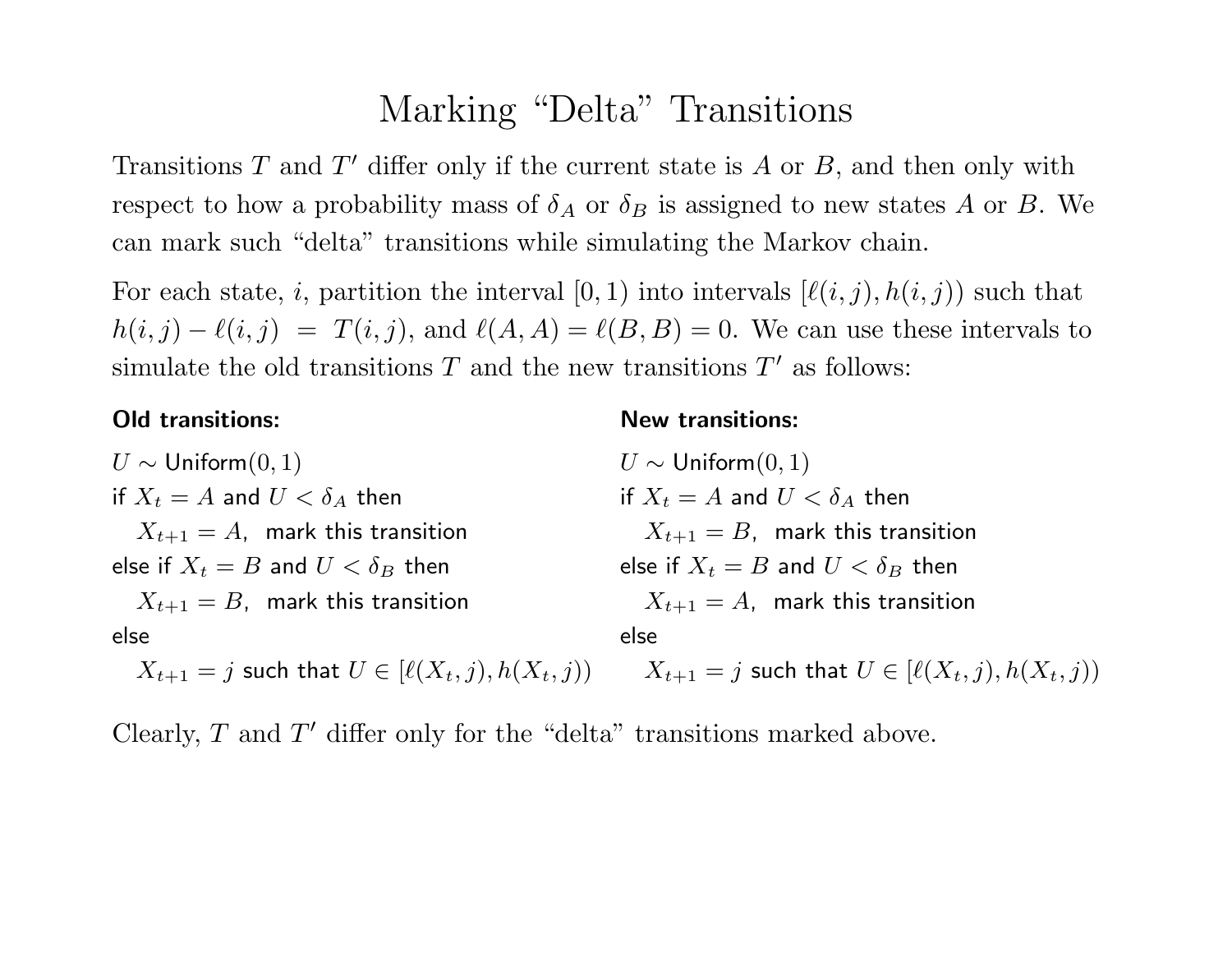# Marking "Delta" Transitions

Transitions $T$ and $T'$ differ only if the current state is $A$ or $B$, and then only with respect to how a probability mass of $\delta_A$ or $\delta_B$ is assigned to new states $A$ or $B$. We can mark such "delta" transitions while simulating the Markov chain.

For each state, $i$, partition the interval $[0, 1)$ into intervals $[\ell(i, j), h(i, j))$ such that $h(i, j) - \ell(i, j) = T(i, j)$, and $\ell(A, A) = \ell(B, B) = 0$. We can use these intervals to simulate the old transitions $T$ and the new transitions $T'$ as follows:

**Old transitions:**

$U \sim \text{Uniform}(0, 1)$
if $X_t = A$ and $U < \delta_A$ then
  $X_{t+1} = A$, mark this transition
else if $X_t = B$ and $U < \delta_B$ then
  $X_{t+1} = B$, mark this transition
else
  $X_{t+1} = j$ such that $U \in [\ell(X_t, j), h(X_t, j))$

**New transitions:**

$U \sim \text{Uniform}(0, 1)$
if $X_t = A$ and $U < \delta_A$ then
  $X_{t+1} = B$, mark this transition
else if $X_t = B$ and $U < \delta_B$ then
  $X_{t+1} = A$, mark this transition
else
  $X_{t+1} = j$ such that $U \in [\ell(X_t, j), h(X_t, j))$

Clearly, $T$ and $T'$ differ only for the "delta" transitions marked above.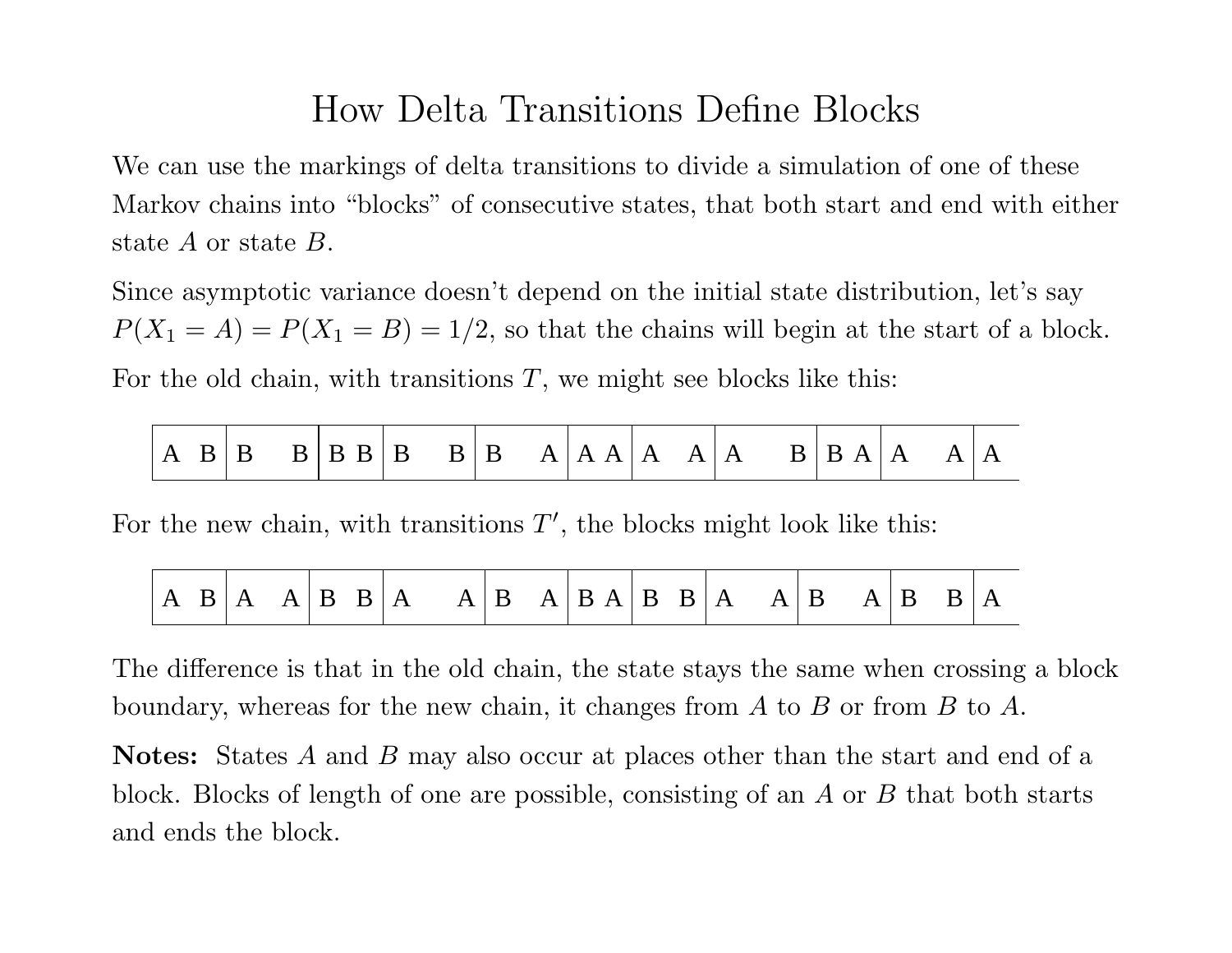# How Delta Transitions Define Blocks

We can use the markings of delta transitions to divide a simulation of one of these Markov chains into "blocks" of consecutive states, that both start and end with either state $A$ or state $B$.

Since asymptotic variance doesn't depend on the initial state distribution, let's say $P(X_1 = A) = P(X_1 = B) = 1/2$, so that the chains will begin at the start of a block.

For the old chain, with transitions $T$, we might see blocks like this:

| A B | B B | B B | B B | B A | A A | A A | A B | B A | A A | A |
|---|---|---|---|---|---|---|---|---|---|---|

For the new chain, with transitions $T'$, the blocks might look like this:

| A B | A A | B B | A A | B A | B A | B B | A A | B A | B B | A |
|---|---|---|---|---|---|---|---|---|---|---|

The difference is that in the old chain, the state stays the same when crossing a block boundary, whereas for the new chain, it changes from $A$ to $B$ or from $B$ to $A$.

**Notes:** States $A$ and $B$ may also occur at places other than the start and end of a block. Blocks of length of one are possible, consisting of an $A$ or $B$ that both starts and ends the block.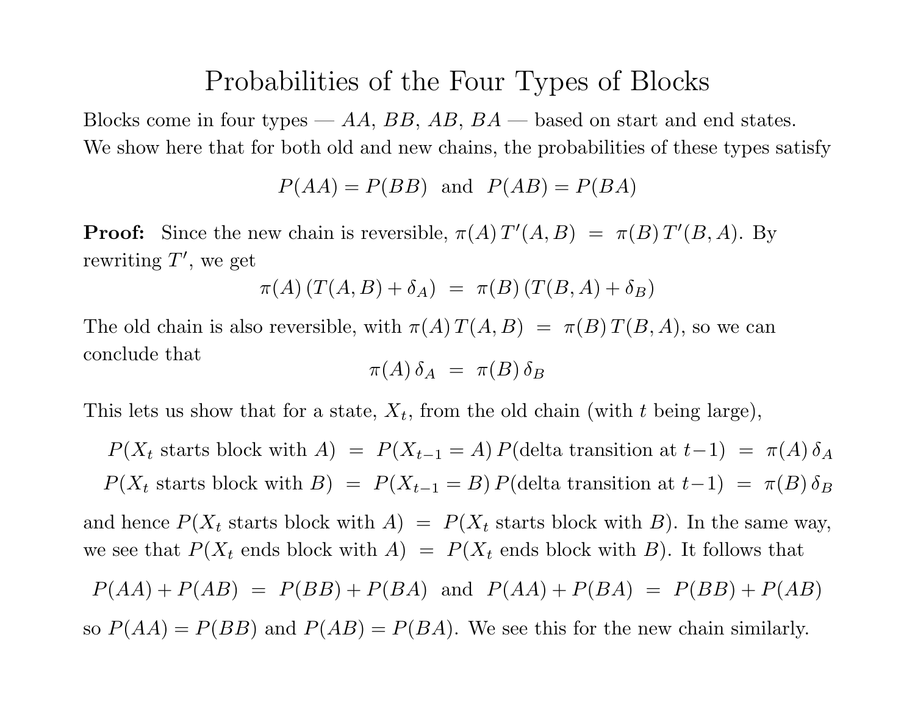# Probabilities of the Four Types of Blocks

Blocks come in four types — $AA$, $BB$, $AB$, $BA$ — based on start and end states. We show here that for both old and new chains, the probabilities of these types satisfy

$$P(AA) = P(BB) \;\text{ and }\; P(AB) = P(BA)$$

**Proof:** Since the new chain is reversible, $\pi(A)\,T'(A,B) \;=\; \pi(B)\,T'(B,A)$. By rewriting $T'$, we get

$$\pi(A)\,(T(A,B) + \delta_A) \;=\; \pi(B)\,(T(B,A) + \delta_B)$$

The old chain is also reversible, with $\pi(A)\,T(A,B) \;=\; \pi(B)\,T(B,A)$, so we can conclude that

$$\pi(A)\,\delta_A \;=\; \pi(B)\,\delta_B$$

This lets us show that for a state, $X_t$, from the old chain (with $t$ being large),

$$P(X_t \text{ starts block with } A) \;=\; P(X_{t-1} = A)\,P(\text{delta transition at } t-1) \;=\; \pi(A)\,\delta_A$$

$$P(X_t \text{ starts block with } B) \;=\; P(X_{t-1} = B)\,P(\text{delta transition at } t-1) \;=\; \pi(B)\,\delta_B$$

and hence $P(X_t \text{ starts block with } A) \;=\; P(X_t \text{ starts block with } B)$. In the same way, we see that $P(X_t \text{ ends block with } A) \;=\; P(X_t \text{ ends block with } B)$. It follows that

$$P(AA) + P(AB) \;=\; P(BB) + P(BA) \;\text{ and }\; P(AA) + P(BA) \;=\; P(BB) + P(AB)$$

so $P(AA) = P(BB)$ and $P(AB) = P(BA)$. We see this for the new chain similarly.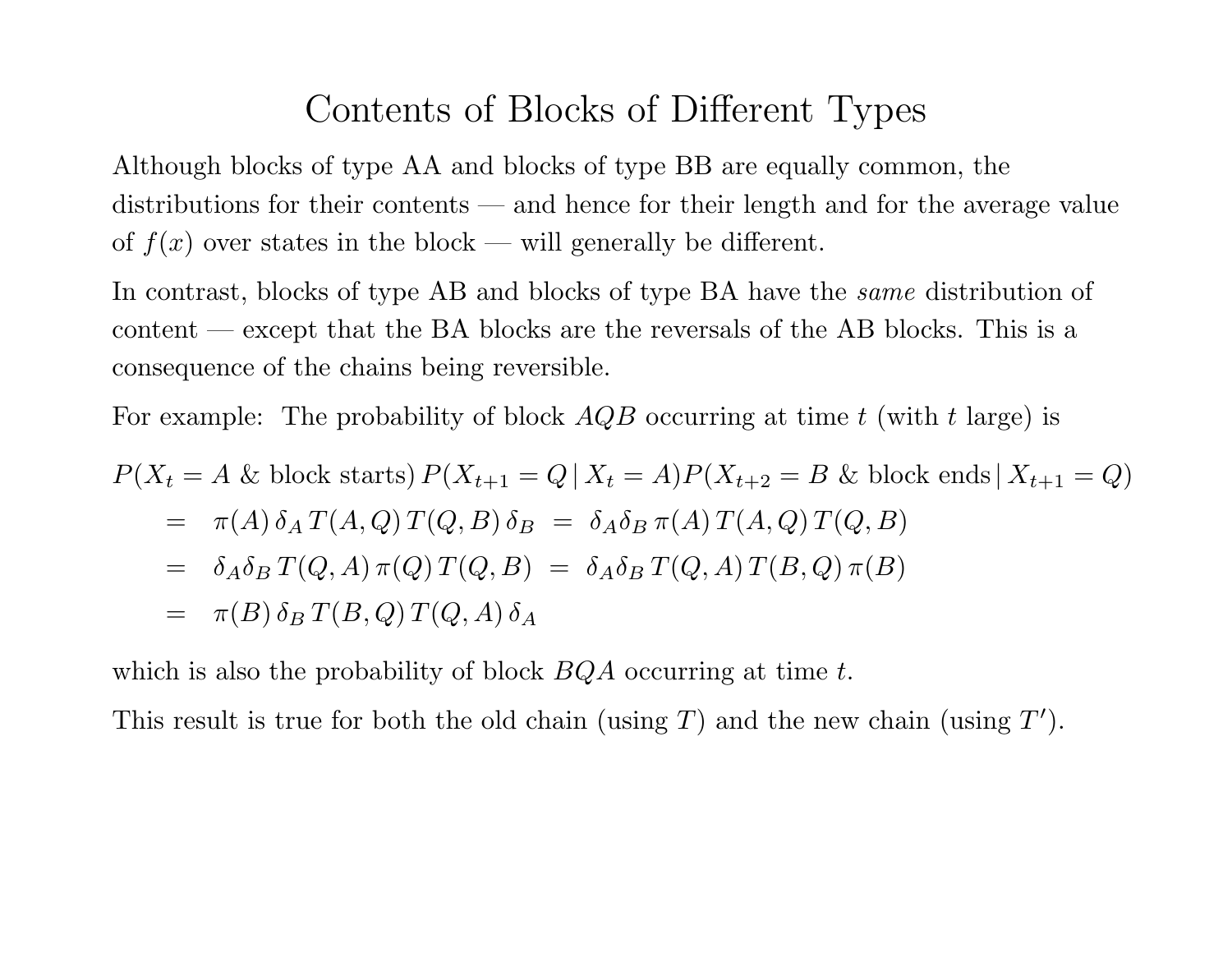# Contents of Blocks of Different Types

Although blocks of type AA and blocks of type BB are equally common, the distributions for their contents — and hence for their length and for the average value of $f(x)$ over states in the block — will generally be different.

In contrast, blocks of type AB and blocks of type BA have the *same* distribution of content — except that the BA blocks are the reversals of the AB blocks. This is a consequence of the chains being reversible.

For example: The probability of block $AQB$ occurring at time $t$ (with $t$ large) is

$$
\begin{aligned}
&P(X_t = A \text{ \& block starts})\, P(X_{t+1} = Q \,|\, X_t = A) P(X_{t+2} = B \text{ \& block ends} \,|\, X_{t+1} = Q) \\
&\quad = \pi(A)\, \delta_A\, T(A, Q)\, T(Q, B)\, \delta_B \;=\; \delta_A \delta_B\, \pi(A)\, T(A, Q)\, T(Q, B) \\
&\quad = \delta_A \delta_B\, T(Q, A)\, \pi(Q)\, T(Q, B) \;=\; \delta_A \delta_B\, T(Q, A)\, T(B, Q)\, \pi(B) \\
&\quad = \pi(B)\, \delta_B\, T(B, Q)\, T(Q, A)\, \delta_A
\end{aligned}
$$

which is also the probability of block $BQA$ occurring at time $t$.

This result is true for both the old chain (using $T$) and the new chain (using $T'$).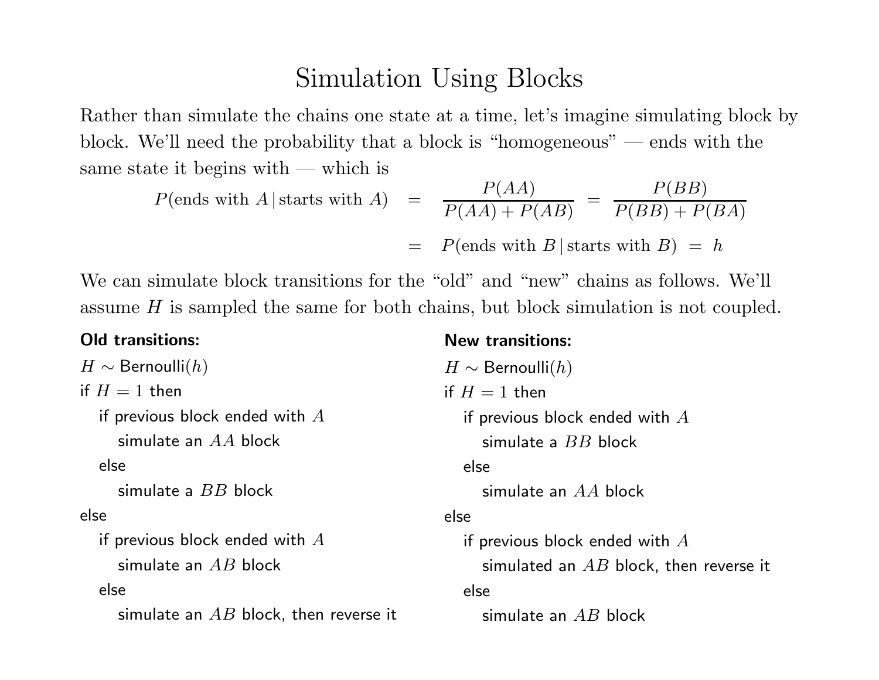# Simulation Using Blocks

Rather than simulate the chains one state at a time, let's imagine simulating block by block. We'll need the probability that a block is "homogeneous" — ends with the same state it begins with — which is

$$
\begin{aligned}
P(\text{ends with } A \,|\, \text{starts with } A) \;&=\; \frac{P(AA)}{P(AA)+P(AB)} \;=\; \frac{P(BB)}{P(BB)+P(BA)} \\
&=\; P(\text{ends with } B \,|\, \text{starts with } B) \;=\; h
\end{aligned}
$$

We can simulate block transitions for the "old" and "new" chains as follows. We'll assume $H$ is sampled the same for both chains, but block simulation is not coupled.

**Old transitions:**

```
H ~ Bernoulli(h)
if H = 1 then
   if previous block ended with A
      simulate an AA block
   else
      simulate a BB block
else
   if previous block ended with A
      simulate an AB block
   else
      simulate an AB block, then reverse it
```

**New transitions:**

```
H ~ Bernoulli(h)
if H = 1 then
   if previous block ended with A
      simulate a BB block
   else
      simulate an AA block
else
   if previous block ended with A
      simulated an AB block, then reverse it
   else
      simulate an AB block
```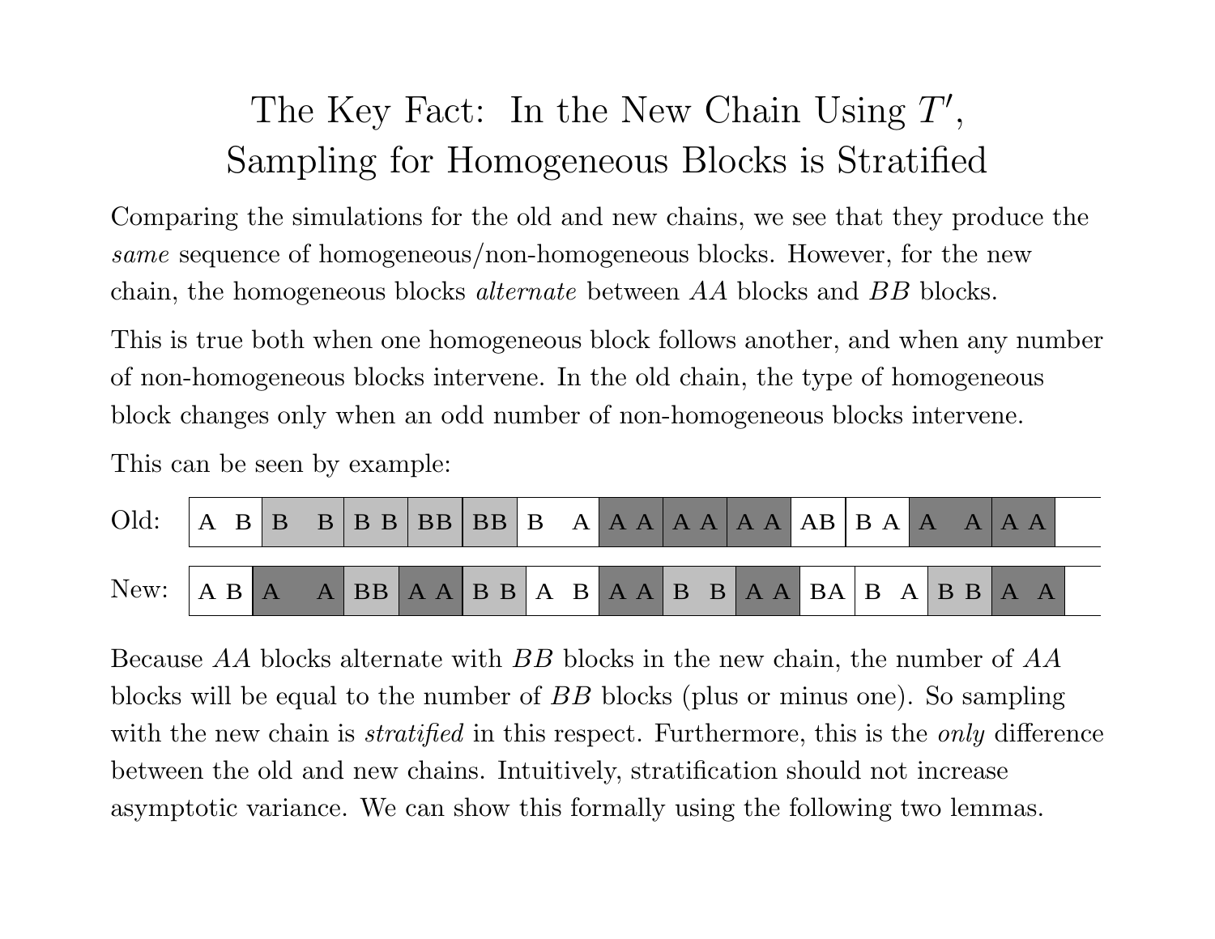# The Key Fact: In the New Chain Using $T'$, Sampling for Homogeneous Blocks is Stratified

Comparing the simulations for the old and new chains, we see that they produce the *same* sequence of homogeneous/non-homogeneous blocks. However, for the new chain, the homogeneous blocks *alternate* between $AA$ blocks and $BB$ blocks.

This is true both when one homogeneous block follows another, and when any number of non-homogeneous blocks intervene. In the old chain, the type of homogeneous block changes only when an odd number of non-homogeneous blocks intervene.

This can be seen by example:

| | | | | | | | | | | | | | | |
|---|---|---|---|---|---|---|---|---|---|---|---|---|---|---|
| Old: | A B | B B | B B | BB | BB | B A | A A | A A | A A | AB | B A | A A | A A | |
| New: | A B | A A | BB | A A | B B | A B | A A | B B | A A | BA | B A | B B | A A | |

Because $AA$ blocks alternate with $BB$ blocks in the new chain, the number of $AA$ blocks will be equal to the number of $BB$ blocks (plus or minus one). So sampling with the new chain is *stratified* in this respect. Furthermore, this is the *only* difference between the old and new chains. Intuitively, stratification should not increase asymptotic variance. We can show this formally using the following two lemmas.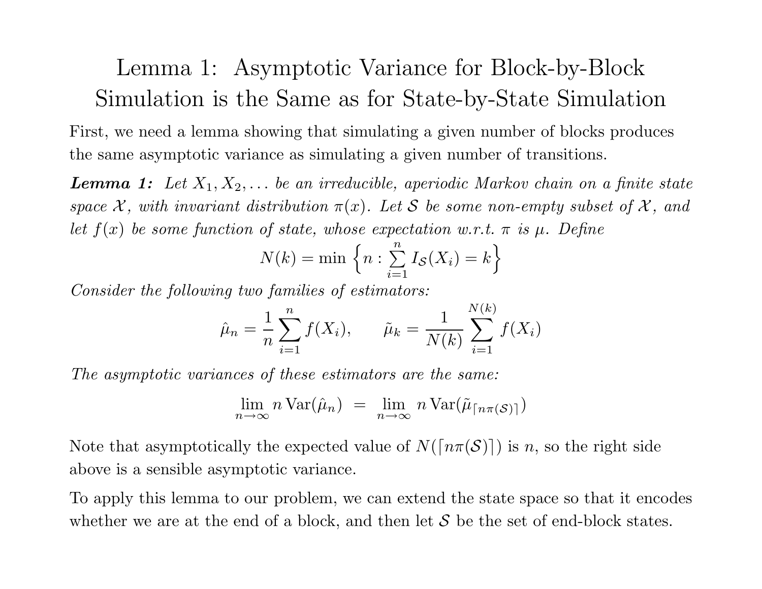# Lemma 1: Asymptotic Variance for Block-by-Block Simulation is the Same as for State-by-State Simulation

First, we need a lemma showing that simulating a given number of blocks produces the same asymptotic variance as simulating a given number of transitions.

***Lemma 1:*** *Let $X_1, X_2, \ldots$ be an irreducible, aperiodic Markov chain on a finite state space $\mathcal{X}$, with invariant distribution $\pi(x)$. Let $\mathcal{S}$ be some non-empty subset of $\mathcal{X}$, and let $f(x)$ be some function of state, whose expectation w.r.t. $\pi$ is $\mu$. Define*

$$N(k) = \min \left\{ n : \sum_{i=1}^{n} I_{\mathcal{S}}(X_i) = k \right\}$$

*Consider the following two families of estimators:*

$$\hat{\mu}_n = \frac{1}{n} \sum_{i=1}^{n} f(X_i), \qquad \tilde{\mu}_k = \frac{1}{N(k)} \sum_{i=1}^{N(k)} f(X_i)$$

*The asymptotic variances of these estimators are the same:*

$$\lim_{n\to\infty} n \operatorname{Var}(\hat{\mu}_n) \;=\; \lim_{n\to\infty} n \operatorname{Var}(\tilde{\mu}_{\lceil n\pi(\mathcal{S})\rceil})$$

Note that asymptotically the expected value of $N(\lceil n\pi(\mathcal{S})\rceil)$ is $n$, so the right side above is a sensible asymptotic variance.

To apply this lemma to our problem, we can extend the state space so that it encodes whether we are at the end of a block, and then let $\mathcal{S}$ be the set of end-block states.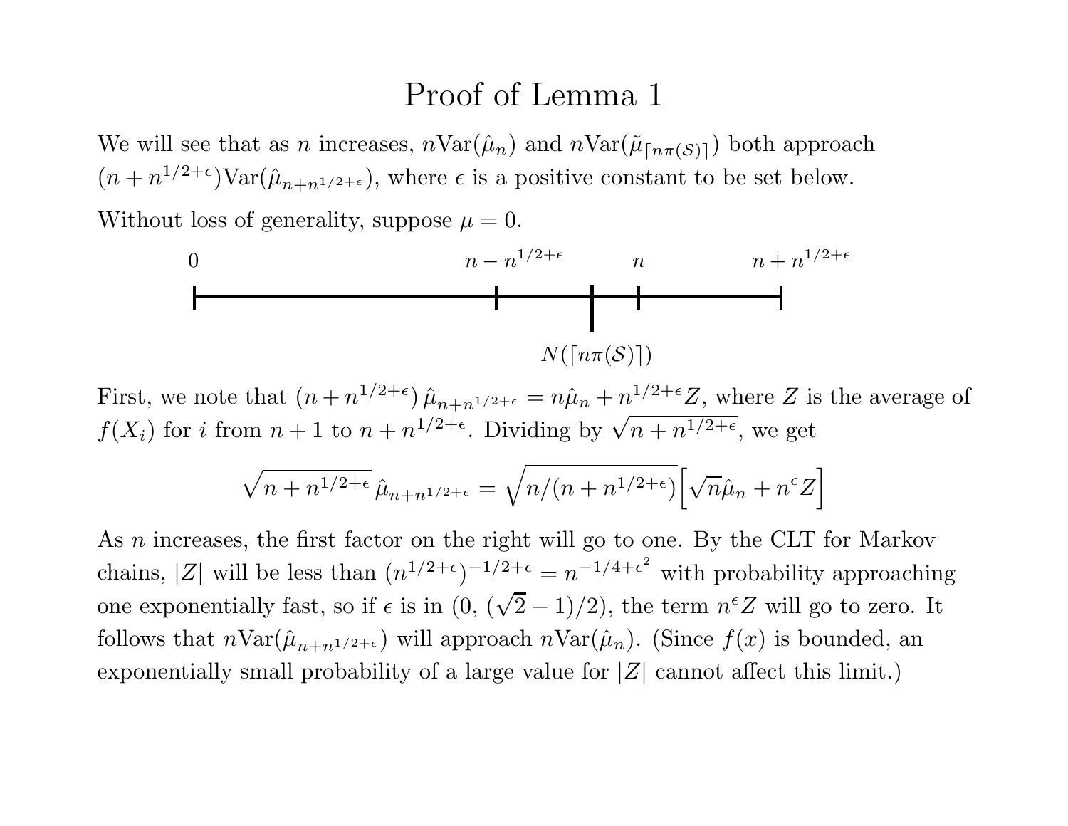# Proof of Lemma 1

We will see that as $n$ increases, $n\text{Var}(\hat{\mu}_n)$ and $n\text{Var}(\tilde{\mu}_{\lceil n\pi(\mathcal{S})\rceil})$ both approach $(n + n^{1/2+\epsilon})\text{Var}(\hat{\mu}_{n+n^{1/2+\epsilon}})$, where $\epsilon$ is a positive constant to be set below.

Without loss of generality, suppose $\mu = 0$.

$$0 \qquad\qquad n - n^{1/2+\epsilon} \qquad N(\lceil n\pi(\mathcal{S})\rceil) \qquad n \qquad n + n^{1/2+\epsilon}$$

First, we note that $(n + n^{1/2+\epsilon})\,\hat{\mu}_{n+n^{1/2+\epsilon}} = n\hat{\mu}_n + n^{1/2+\epsilon}Z$, where $Z$ is the average of $f(X_i)$ for $i$ from $n+1$ to $n + n^{1/2+\epsilon}$. Dividing by $\sqrt{n + n^{1/2+\epsilon}}$, we get

$$\sqrt{n + n^{1/2+\epsilon}}\,\hat{\mu}_{n+n^{1/2+\epsilon}} = \sqrt{n/(n + n^{1/2+\epsilon})}\Big[\sqrt{n}\hat{\mu}_n + n^{\epsilon}Z\Big]$$

As $n$ increases, the first factor on the right will go to one. By the CLT for Markov chains, $|Z|$ will be less than $(n^{1/2+\epsilon})^{-1/2+\epsilon} = n^{-1/4+\epsilon^2}$ with probability approaching one exponentially fast, so if $\epsilon$ is in $(0,\,(\sqrt{2}-1)/2)$, the term $n^{\epsilon}Z$ will go to zero. It follows that $n\text{Var}(\hat{\mu}_{n+n^{1/2+\epsilon}})$ will approach $n\text{Var}(\hat{\mu}_n)$. (Since $f(x)$ is bounded, an exponentially small probability of a large value for $|Z|$ cannot affect this limit.)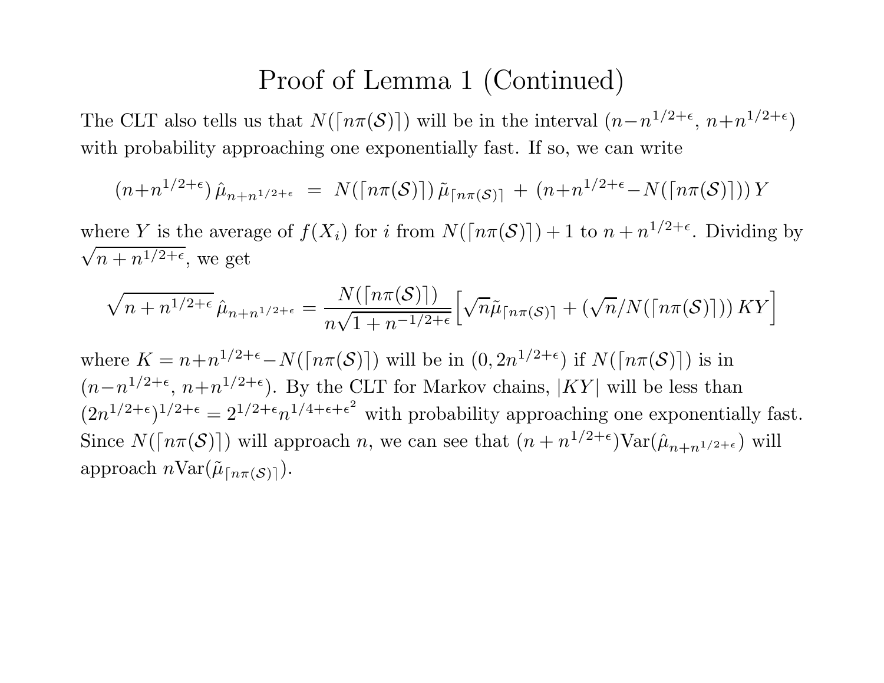# Proof of Lemma 1 (Continued)

The CLT also tells us that $N(\lceil n\pi(\mathcal{S})\rceil)$ will be in the interval $(n - n^{1/2+\epsilon},\, n + n^{1/2+\epsilon})$ with probability approaching one exponentially fast. If so, we can write

$$(n + n^{1/2+\epsilon})\, \hat{\mu}_{n+n^{1/2+\epsilon}} \;=\; N(\lceil n\pi(\mathcal{S})\rceil)\, \tilde{\mu}_{\lceil n\pi(\mathcal{S})\rceil} \;+\; (n + n^{1/2+\epsilon} - N(\lceil n\pi(\mathcal{S})\rceil))\, Y$$

where $Y$ is the average of $f(X_i)$ for $i$ from $N(\lceil n\pi(\mathcal{S})\rceil) + 1$ to $n + n^{1/2+\epsilon}$. Dividing by $\sqrt{n + n^{1/2+\epsilon}}$, we get

$$\sqrt{n + n^{1/2+\epsilon}}\, \hat{\mu}_{n+n^{1/2+\epsilon}} = \frac{N(\lceil n\pi(\mathcal{S})\rceil)}{n\sqrt{1 + n^{-1/2+\epsilon}}} \Big[ \sqrt{n}\tilde{\mu}_{\lceil n\pi(\mathcal{S})\rceil} + (\sqrt{n}/N(\lceil n\pi(\mathcal{S})\rceil))\, KY \Big]$$

where $K = n + n^{1/2+\epsilon} - N(\lceil n\pi(\mathcal{S})\rceil)$ will be in $(0, 2n^{1/2+\epsilon})$ if $N(\lceil n\pi(\mathcal{S})\rceil)$ is in $(n - n^{1/2+\epsilon},\, n + n^{1/2+\epsilon})$. By the CLT for Markov chains, $|KY|$ will be less than $(2n^{1/2+\epsilon})^{1/2+\epsilon} = 2^{1/2+\epsilon} n^{1/4+\epsilon+\epsilon^2}$ with probability approaching one exponentially fast. Since $N(\lceil n\pi(\mathcal{S})\rceil)$ will approach $n$, we can see that $(n + n^{1/2+\epsilon})\mathrm{Var}(\hat{\mu}_{n+n^{1/2+\epsilon}})$ will approach $n\mathrm{Var}(\tilde{\mu}_{\lceil n\pi(\mathcal{S})\rceil})$.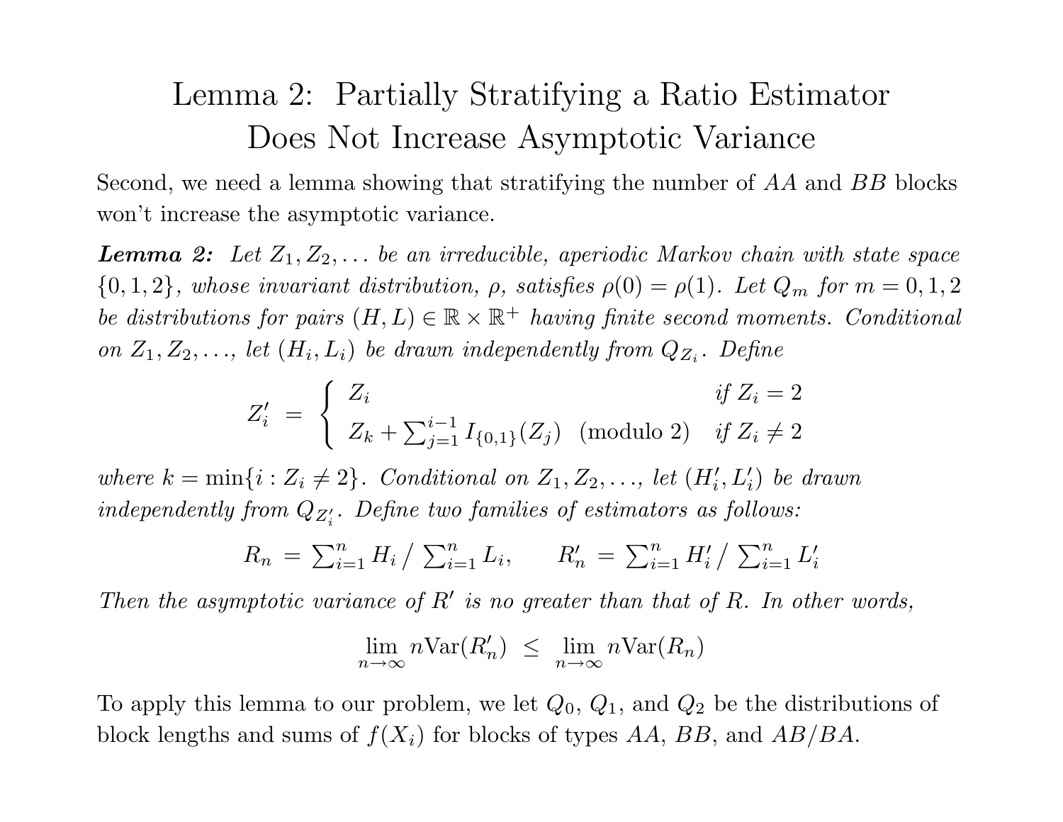# Lemma 2: Partially Stratifying a Ratio Estimator Does Not Increase Asymptotic Variance

Second, we need a lemma showing that stratifying the number of $AA$ and $BB$ blocks won't increase the asymptotic variance.

***Lemma 2:*** *Let $Z_1, Z_2, \ldots$ be an irreducible, aperiodic Markov chain with state space $\{0, 1, 2\}$, whose invariant distribution, $\rho$, satisfies $\rho(0) = \rho(1)$. Let $Q_m$ for $m = 0, 1, 2$ be distributions for pairs $(H, L) \in \mathbb{R} \times \mathbb{R}^+$ having finite second moments. Conditional on $Z_1, Z_2, \ldots$, let $(H_i, L_i)$ be drawn independently from $Q_{Z_i}$. Define*

$$Z'_i \;=\; \begin{cases} Z_i & \text{if } Z_i = 2 \\ Z_k + \sum_{j=1}^{i-1} I_{\{0,1\}}(Z_j) \;\; (\text{modulo } 2) & \text{if } Z_i \neq 2 \end{cases}$$

*where $k = \min\{i : Z_i \neq 2\}$. Conditional on $Z_1, Z_2, \ldots$, let $(H'_i, L'_i)$ be drawn independently from $Q_{Z'_i}$. Define two families of estimators as follows:*

$$R_n \;=\; \sum_{i=1}^n H_i \,/\, \sum_{i=1}^n L_i, \qquad R'_n \;=\; \sum_{i=1}^n H'_i \,/\, \sum_{i=1}^n L'_i$$

*Then the asymptotic variance of $R'$ is no greater than that of $R$. In other words,*

$$\lim_{n\to\infty} n\text{Var}(R'_n) \;\leq\; \lim_{n\to\infty} n\text{Var}(R_n)$$

To apply this lemma to our problem, we let $Q_0$, $Q_1$, and $Q_2$ be the distributions of block lengths and sums of $f(X_i)$ for blocks of types $AA$, $BB$, and $AB/BA$.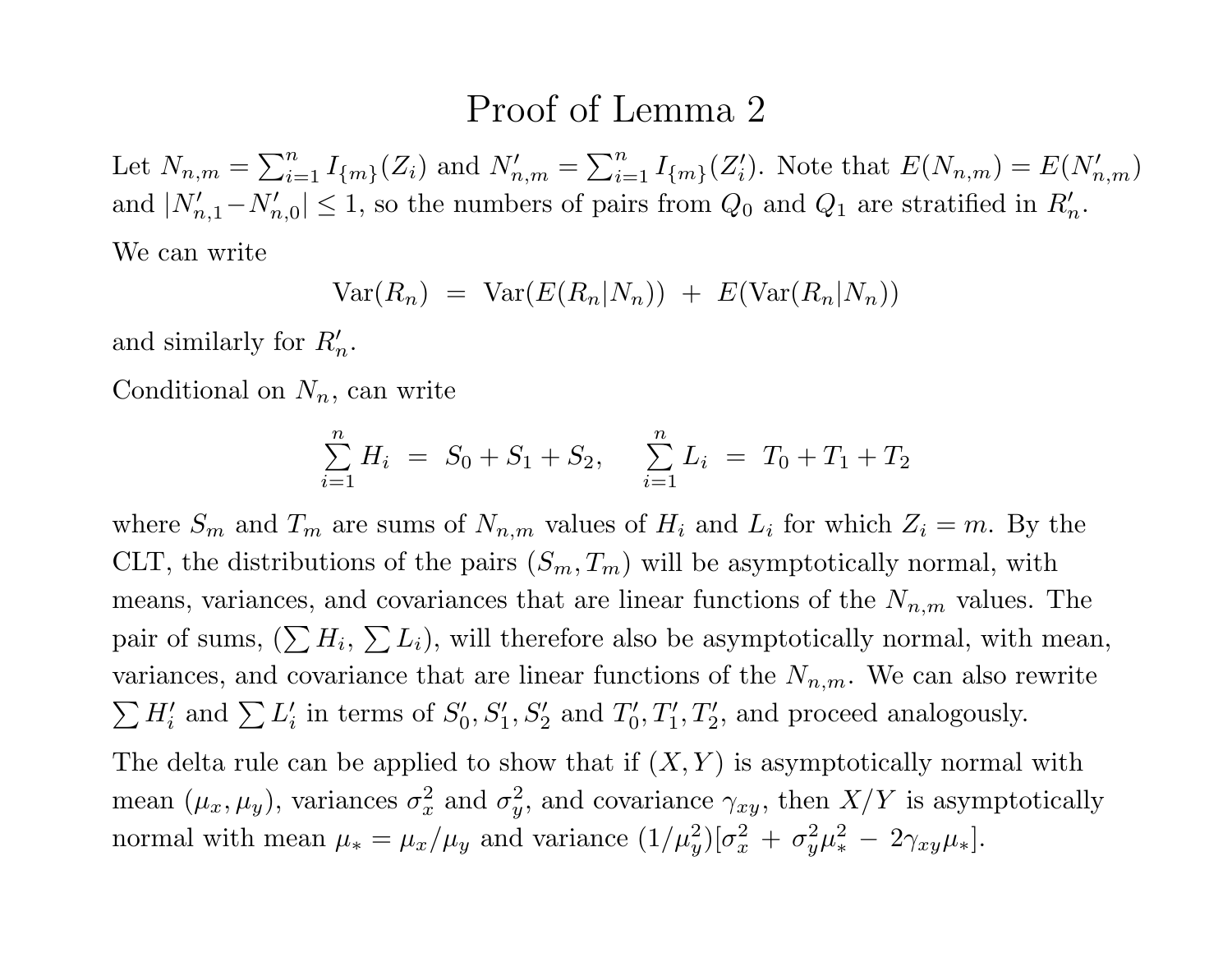# Proof of Lemma 2

Let $N_{n,m} = \sum_{i=1}^{n} I_{\{m\}}(Z_i)$ and $N'_{n,m} = \sum_{i=1}^{n} I_{\{m\}}(Z'_i)$. Note that $E(N_{n,m}) = E(N'_{n,m})$ and $|N'_{n,1} - N'_{n,0}| \leq 1$, so the numbers of pairs from $Q_0$ and $Q_1$ are stratified in $R'_n$.

We can write

$$\mathrm{Var}(R_n) \;=\; \mathrm{Var}(E(R_n|N_n)) \;+\; E(\mathrm{Var}(R_n|N_n))$$

and similarly for $R'_n$.

Conditional on $N_n$, can write

$$\sum_{i=1}^{n} H_i \;=\; S_0 + S_1 + S_2, \qquad \sum_{i=1}^{n} L_i \;=\; T_0 + T_1 + T_2$$

where $S_m$ and $T_m$ are sums of $N_{n,m}$ values of $H_i$ and $L_i$ for which $Z_i = m$. By the CLT, the distributions of the pairs $(S_m, T_m)$ will be asymptotically normal, with means, variances, and covariances that are linear functions of the $N_{n,m}$ values. The pair of sums, $(\sum H_i, \sum L_i)$, will therefore also be asymptotically normal, with mean, variances, and covariance that are linear functions of the $N_{n,m}$. We can also rewrite $\sum H'_i$ and $\sum L'_i$ in terms of $S'_0, S'_1, S'_2$ and $T'_0, T'_1, T'_2$, and proceed analogously.

The delta rule can be applied to show that if $(X, Y)$ is asymptotically normal with mean $(\mu_x, \mu_y)$, variances $\sigma_x^2$ and $\sigma_y^2$, and covariance $\gamma_{xy}$, then $X/Y$ is asymptotically normal with mean $\mu_* = \mu_x/\mu_y$ and variance $(1/\mu_y^2)[\sigma_x^2 \,+\, \sigma_y^2\mu_*^2 \,-\, 2\gamma_{xy}\mu_*]$.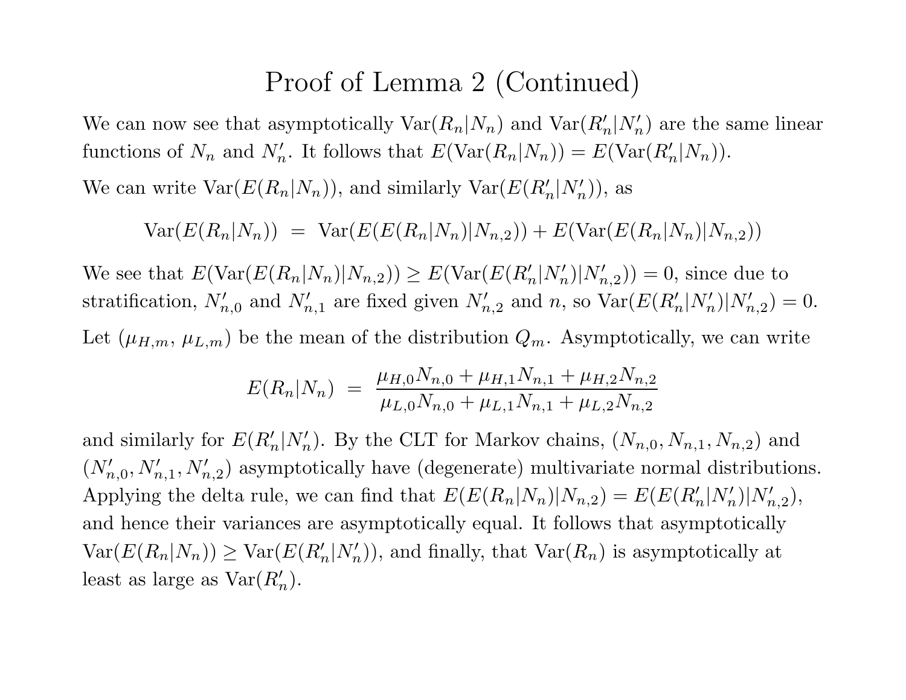# Proof of Lemma 2 (Continued)

We can now see that asymptotically $\text{Var}(R_n|N_n)$ and $\text{Var}(R'_n|N'_n)$ are the same linear functions of $N_n$ and $N'_n$. It follows that $E(\text{Var}(R_n|N_n)) = E(\text{Var}(R'_n|N_n))$.

We can write $\text{Var}(E(R_n|N_n))$, and similarly $\text{Var}(E(R'_n|N'_n))$, as

$$\text{Var}(E(R_n|N_n)) \;=\; \text{Var}(E(E(R_n|N_n)|N_{n,2})) + E(\text{Var}(E(R_n|N_n)|N_{n,2}))$$

We see that $E(\text{Var}(E(R_n|N_n)|N_{n,2})) \geq E(\text{Var}(E(R'_n|N'_n)|N'_{n,2})) = 0$, since due to stratification, $N'_{n,0}$ and $N'_{n,1}$ are fixed given $N'_{n,2}$ and $n$, so $\text{Var}(E(R'_n|N'_n)|N'_{n,2}) = 0$.

Let $(\mu_{H,m},\, \mu_{L,m})$ be the mean of the distribution $Q_m$. Asymptotically, we can write

$$E(R_n|N_n) \;=\; \frac{\mu_{H,0}N_{n,0} + \mu_{H,1}N_{n,1} + \mu_{H,2}N_{n,2}}{\mu_{L,0}N_{n,0} + \mu_{L,1}N_{n,1} + \mu_{L,2}N_{n,2}}$$

and similarly for $E(R'_n|N'_n)$. By the CLT for Markov chains, $(N_{n,0}, N_{n,1}, N_{n,2})$ and $(N'_{n,0}, N'_{n,1}, N'_{n,2})$ asymptotically have (degenerate) multivariate normal distributions. Applying the delta rule, we can find that $E(E(R_n|N_n)|N_{n,2}) = E(E(R'_n|N'_n)|N'_{n,2})$, and hence their variances are asymptotically equal. It follows that asymptotically $\text{Var}(E(R_n|N_n)) \geq \text{Var}(E(R'_n|N'_n))$, and finally, that $\text{Var}(R_n)$ is asymptotically at least as large as $\text{Var}(R'_n)$.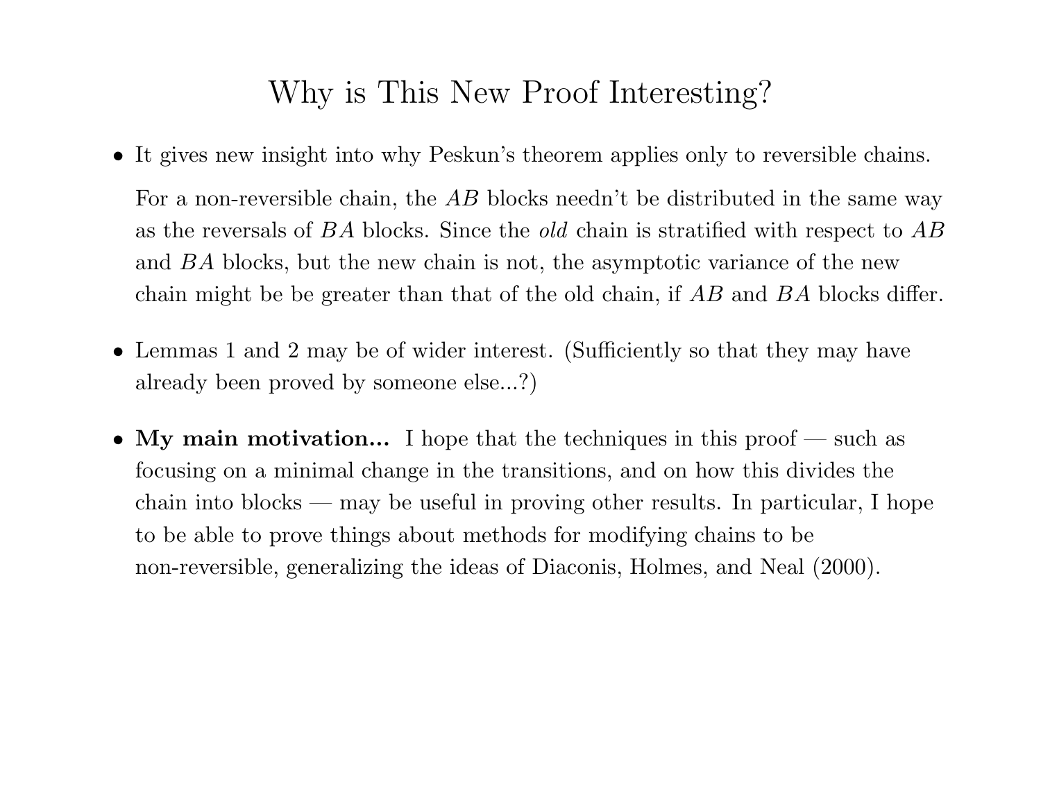# Why is This New Proof Interesting?

- It gives new insight into why Peskun's theorem applies only to reversible chains.

  For a non-reversible chain, the $AB$ blocks needn't be distributed in the same way as the reversals of $BA$ blocks. Since the *old* chain is stratified with respect to $AB$ and $BA$ blocks, but the new chain is not, the asymptotic variance of the new chain might be be greater than that of the old chain, if $AB$ and $BA$ blocks differ.

- Lemmas 1 and 2 may be of wider interest. (Sufficiently so that they may have already been proved by someone else...?)

- **My main motivation...** I hope that the techniques in this proof — such as focusing on a minimal change in the transitions, and on how this divides the chain into blocks — may be useful in proving other results. In particular, I hope to be able to prove things about methods for modifying chains to be non-reversible, generalizing the ideas of Diaconis, Holmes, and Neal (2000).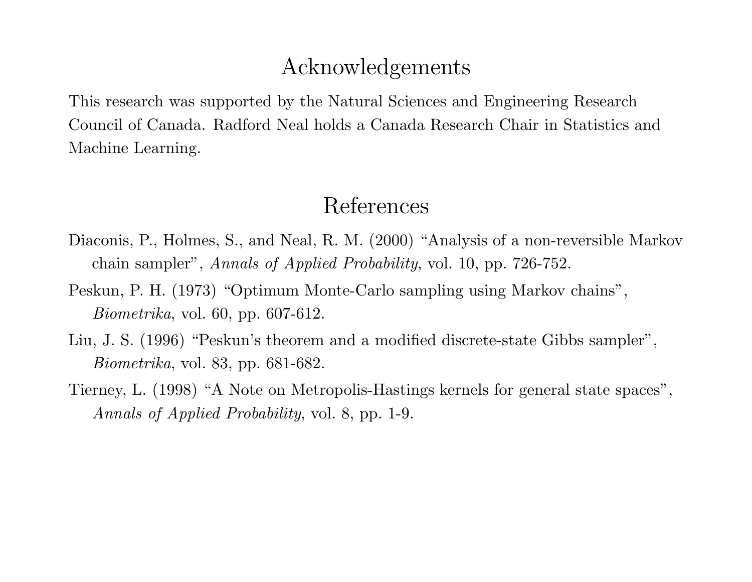## Acknowledgements

This research was supported by the Natural Sciences and Engineering Research Council of Canada. Radford Neal holds a Canada Research Chair in Statistics and Machine Learning.

## References

Diaconis, P., Holmes, S., and Neal, R. M. (2000) "Analysis of a non-reversible Markov chain sampler", *Annals of Applied Probability*, vol. 10, pp. 726-752.

Peskun, P. H. (1973) "Optimum Monte-Carlo sampling using Markov chains", *Biometrika*, vol. 60, pp. 607-612.

Liu, J. S. (1996) "Peskun's theorem and a modified discrete-state Gibbs sampler", *Biometrika*, vol. 83, pp. 681-682.

Tierney, L. (1998) "A Note on Metropolis-Hastings kernels for general state spaces", *Annals of Applied Probability*, vol. 8, pp. 1-9.